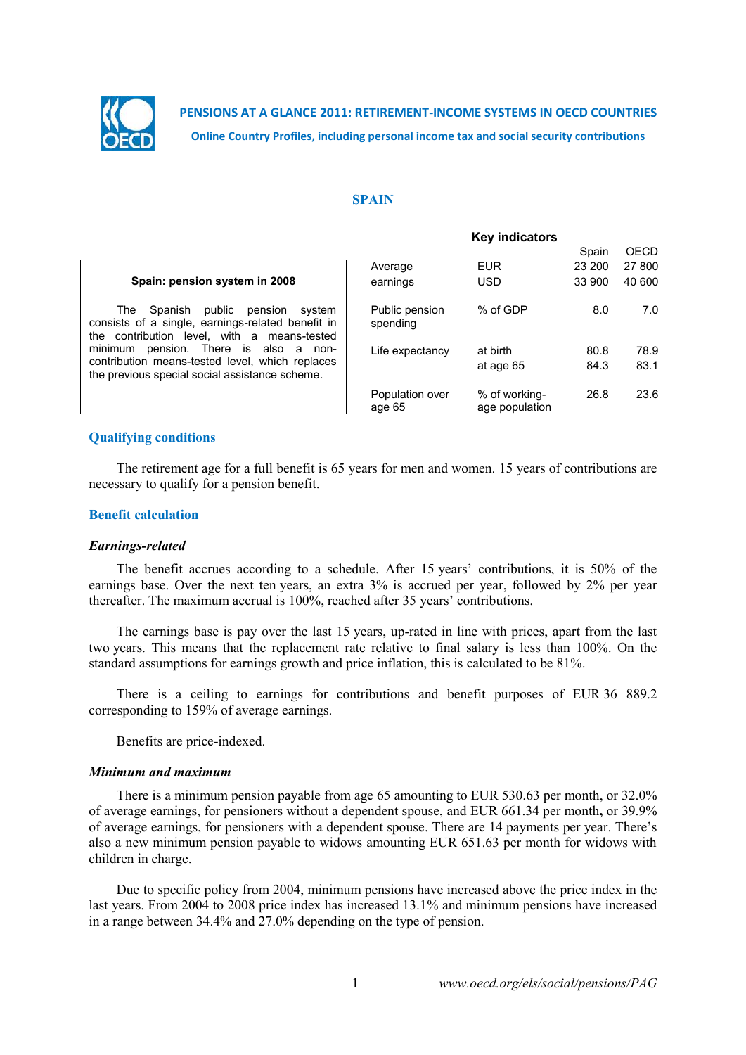**PENSIONS AT A GLANCE 2011: RETIREMENT-INCOME SYSTEMS IN OECD COUNTRIES**

**Online Country Profiles, including personal income tax and social security contributions**

# SPAIN

**Spain: pension system in 2008**

The Spanish public pension system consists of a single, earnings-related benefit in the contribution level, with a means-tested minimum pension. There is also a non-contribution means-tested level, which replaces the previous special social assistance scheme.

**Key indicators**

| | | Spain | OECD |
|---|---|---|---|
| Average earnings | EUR | 23 200 | 27 800 |
| | USD | 33 900 | 40 600 |
| Public pension spending | % of GDP | 8.0 | 7.0 |
| Life expectancy | at birth | 80.8 | 78.9 |
| | at age 65 | 84.3 | 83.1 |
| Population over age 65 | % of working-age population | 26.8 | 23.6 |

## Qualifying conditions

The retirement age for a full benefit is 65 years for men and women. 15 years of contributions are necessary to qualify for a pension benefit.

## Benefit calculation

### *Earnings-related*

The benefit accrues according to a schedule. After 15 years' contributions, it is 50% of the earnings base. Over the next ten years, an extra 3% is accrued per year, followed by 2% per year thereafter. The maximum accrual is 100%, reached after 35 years' contributions.

The earnings base is pay over the last 15 years, up-rated in line with prices, apart from the last two years. This means that the replacement rate relative to final salary is less than 100%. On the standard assumptions for earnings growth and price inflation, this is calculated to be 81%.

There is a ceiling to earnings for contributions and benefit purposes of EUR 36 889.2 corresponding to 159% of average earnings.

Benefits are price-indexed.

### *Minimum and maximum*

There is a minimum pension payable from age 65 amounting to EUR 530.63 per month, or 32.0% of average earnings, for pensioners without a dependent spouse, and EUR 661.34 per month**,** or 39.9% of average earnings, for pensioners with a dependent spouse. There are 14 payments per year. There's also a new minimum pension payable to widows amounting EUR 651.63 per month for widows with children in charge.

Due to specific policy from 2004, minimum pensions have increased above the price index in the last years. From 2004 to 2008 price index has increased 13.1% and minimum pensions have increased in a range between 34.4% and 27.0% depending on the type of pension.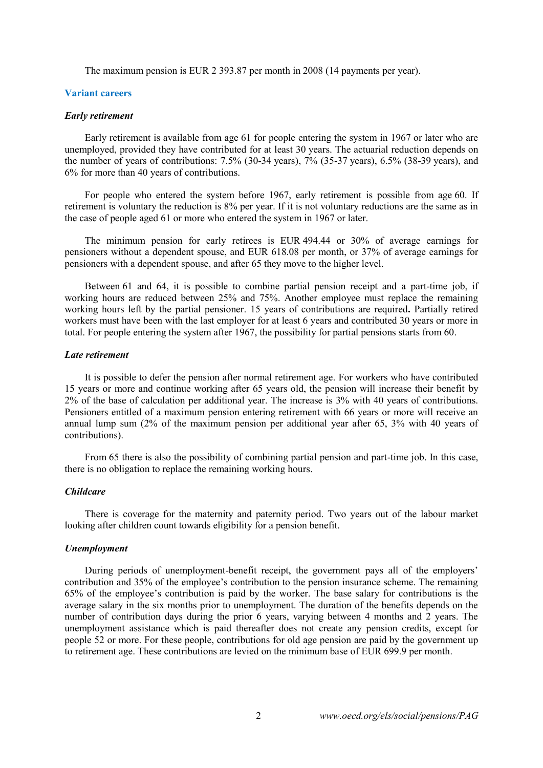The maximum pension is EUR 2 393.87 per month in 2008 (14 payments per year).

## Variant careers

### *Early retirement*

Early retirement is available from age 61 for people entering the system in 1967 or later who are unemployed, provided they have contributed for at least 30 years. The actuarial reduction depends on the number of years of contributions: 7.5% (30-34 years), 7% (35-37 years), 6.5% (38-39 years), and 6% for more than 40 years of contributions.

For people who entered the system before 1967, early retirement is possible from age 60. If retirement is voluntary the reduction is 8% per year. If it is not voluntary reductions are the same as in the case of people aged 61 or more who entered the system in 1967 or later.

The minimum pension for early retirees is EUR 494.44 or 30% of average earnings for pensioners without a dependent spouse, and EUR 618.08 per month, or 37% of average earnings for pensioners with a dependent spouse, and after 65 they move to the higher level.

Between 61 and 64, it is possible to combine partial pension receipt and a part-time job, if working hours are reduced between 25% and 75%. Another employee must replace the remaining working hours left by the partial pensioner. 15 years of contributions are required**.** Partially retired workers must have been with the last employer for at least 6 years and contributed 30 years or more in total. For people entering the system after 1967, the possibility for partial pensions starts from 60.

### *Late retirement*

It is possible to defer the pension after normal retirement age. For workers who have contributed 15 years or more and continue working after 65 years old, the pension will increase their benefit by 2% of the base of calculation per additional year. The increase is 3% with 40 years of contributions. Pensioners entitled of a maximum pension entering retirement with 66 years or more will receive an annual lump sum (2% of the maximum pension per additional year after 65, 3% with 40 years of contributions).

From 65 there is also the possibility of combining partial pension and part-time job. In this case, there is no obligation to replace the remaining working hours.

### *Childcare*

There is coverage for the maternity and paternity period. Two years out of the labour market looking after children count towards eligibility for a pension benefit.

### *Unemployment*

During periods of unemployment-benefit receipt, the government pays all of the employers' contribution and 35% of the employee's contribution to the pension insurance scheme. The remaining 65% of the employee's contribution is paid by the worker. The base salary for contributions is the average salary in the six months prior to unemployment. The duration of the benefits depends on the number of contribution days during the prior 6 years, varying between 4 months and 2 years. The unemployment assistance which is paid thereafter does not create any pension credits, except for people 52 or more. For these people, contributions for old age pension are paid by the government up to retirement age. These contributions are levied on the minimum base of EUR 699.9 per month.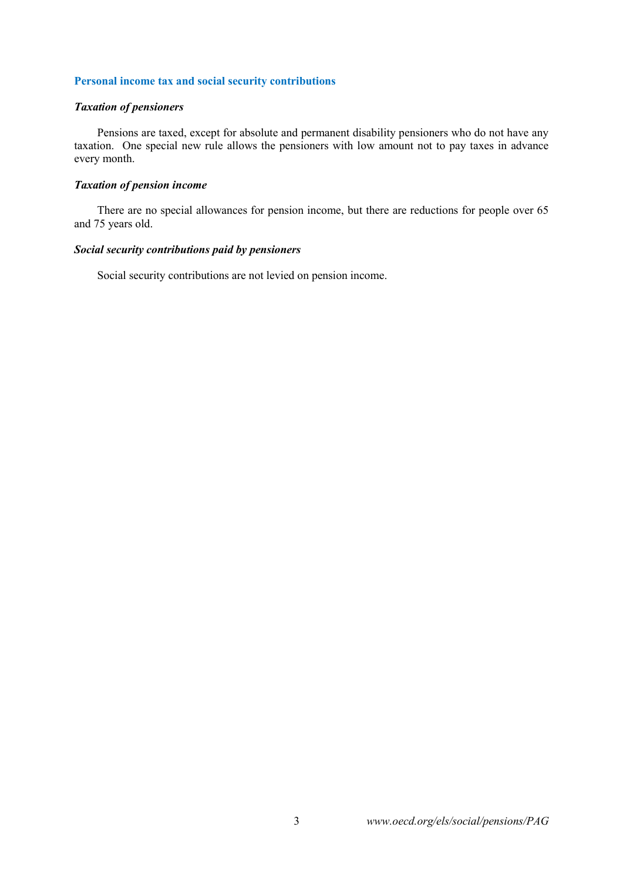## Personal income tax and social security contributions

### *Taxation of pensioners*

Pensions are taxed, except for absolute and permanent disability pensioners who do not have any taxation. One special new rule allows the pensioners with low amount not to pay taxes in advance every month.

### *Taxation of pension income*

There are no special allowances for pension income, but there are reductions for people over 65 and 75 years old.

### *Social security contributions paid by pensioners*

Social security contributions are not levied on pension income.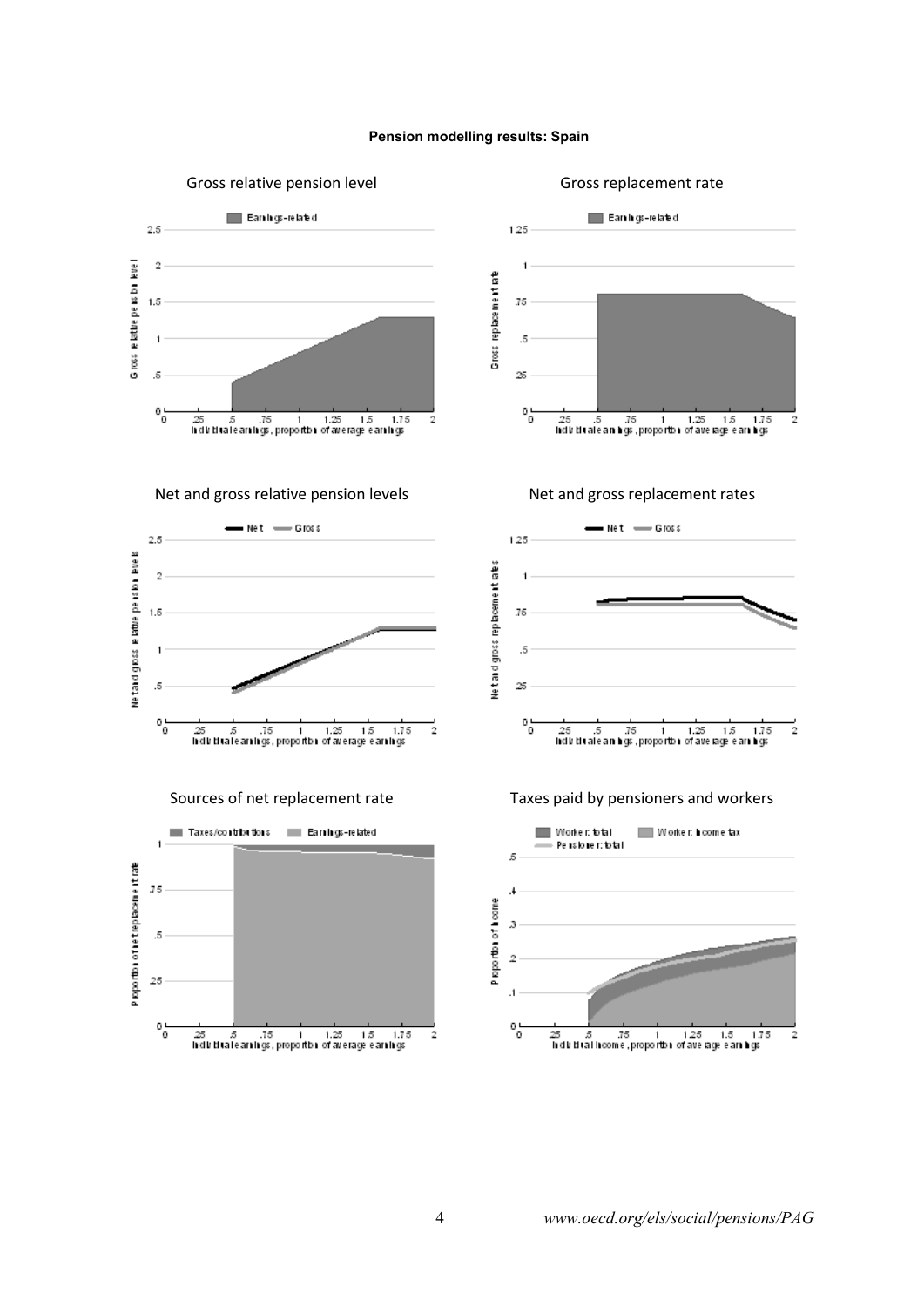**Pension modelling results: Spain**

Gross relative pension level

Gross replacement rate

Net and gross relative pension levels

Net and gross replacement rates

Sources of net replacement rate

Taxes paid by pensioners and workers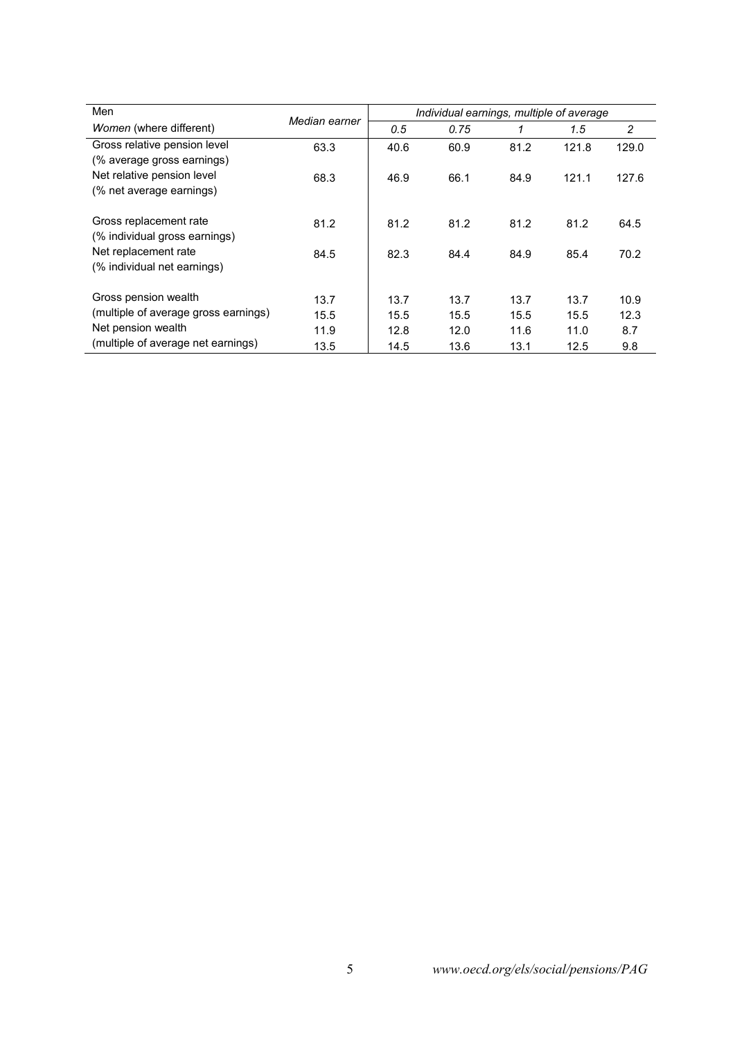| Men<br>*Women* (where different) | *Median earner* | *Individual earnings, multiple of average* | | | | |
|---|---|---|---|---|---|---|
| | | *0.5* | *0.75* | *1* | *1.5* | *2* |
| Gross relative pension level<br>(% average gross earnings) | 63.3 | 40.6 | 60.9 | 81.2 | 121.8 | 129.0 |
| Net relative pension level<br>(% net average earnings) | 68.3 | 46.9 | 66.1 | 84.9 | 121.1 | 127.6 |
| Gross replacement rate<br>(% individual gross earnings) | 81.2 | 81.2 | 81.2 | 81.2 | 81.2 | 64.5 |
| Net replacement rate<br>(% individual net earnings) | 84.5 | 82.3 | 84.4 | 84.9 | 85.4 | 70.2 |
| Gross pension wealth<br>(multiple of average gross earnings) | 13.7<br>15.5 | 13.7<br>15.5 | 13.7<br>15.5 | 13.7<br>15.5 | 13.7<br>15.5 | 10.9<br>12.3 |
| Net pension wealth<br>(multiple of average net earnings) | 11.9<br>13.5 | 12.8<br>14.5 | 12.0<br>13.6 | 11.6<br>13.1 | 11.0<br>12.5 | 8.7<br>9.8 |